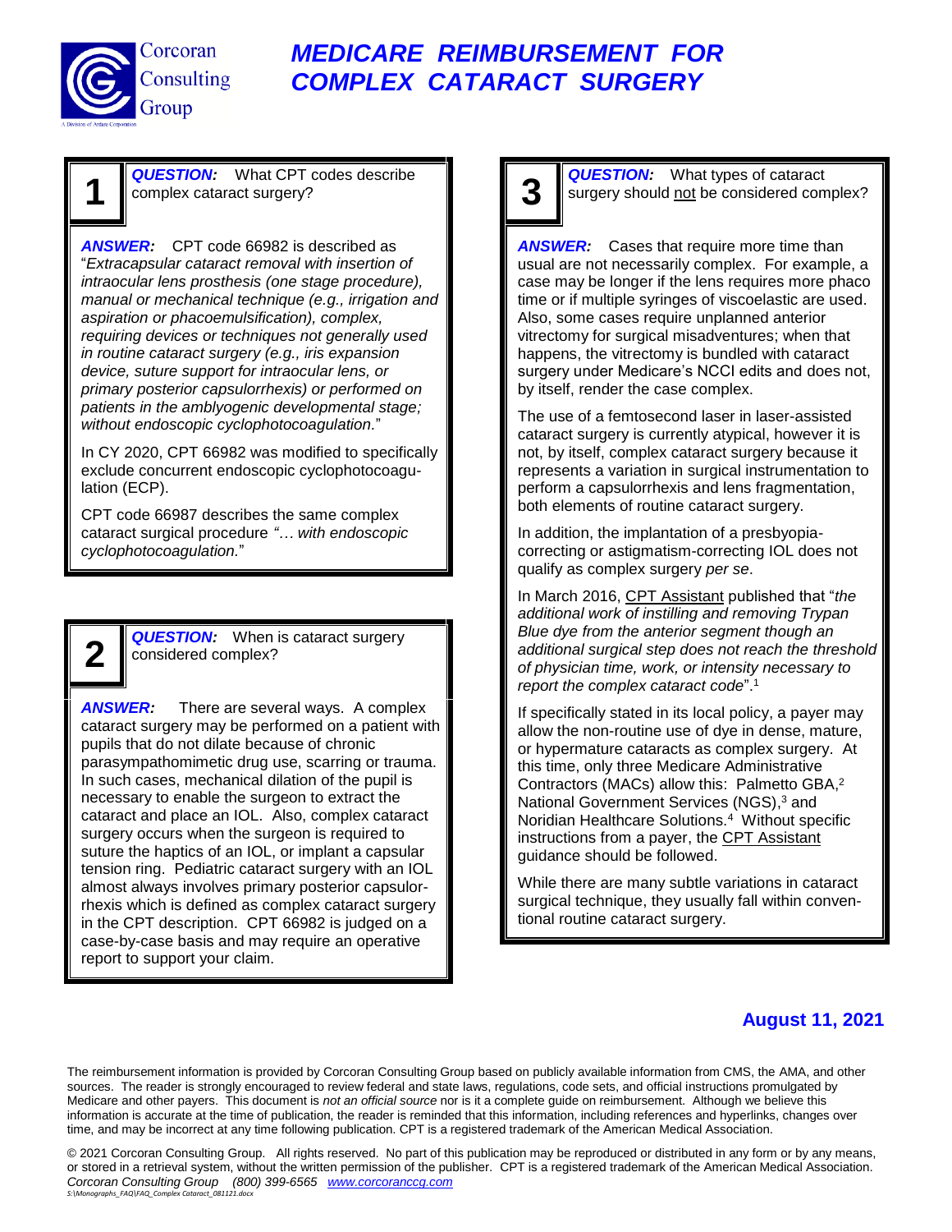Corcoran Consulting Group

# MEDICARE REIMBURSEMENT FOR COMPLEX CATARACT SURGERY

## 1

***QUESTION:*** What CPT codes describe complex cataract surgery?

***ANSWER:*** CPT code 66982 is described as "*Extracapsular cataract removal with insertion of intraocular lens prosthesis (one stage procedure), manual or mechanical technique (e.g., irrigation and aspiration or phacoemulsification), complex, requiring devices or techniques not generally used in routine cataract surgery (e.g., iris expansion device, suture support for intraocular lens, or primary posterior capsulorrhexis) or performed on patients in the amblyogenic developmental stage; without endoscopic cyclophotocoagulation.*"

In CY 2020, CPT 66982 was modified to specifically exclude concurrent endoscopic cyclophotocoagulation (ECP).

CPT code 66987 describes the same complex cataract surgical procedure *"… with endoscopic cyclophotocoagulation.*"

## 2

***QUESTION:*** When is cataract surgery considered complex?

***ANSWER:*** There are several ways. A complex cataract surgery may be performed on a patient with pupils that do not dilate because of chronic parasympathomimetic drug use, scarring or trauma. In such cases, mechanical dilation of the pupil is necessary to enable the surgeon to extract the cataract and place an IOL. Also, complex cataract surgery occurs when the surgeon is required to suture the haptics of an IOL, or implant a capsular tension ring. Pediatric cataract surgery with an IOL almost always involves primary posterior capsulorrhexis which is defined as complex cataract surgery in the CPT description. CPT 66982 is judged on a case-by-case basis and may require an operative report to support your claim.

## 3

***QUESTION:*** What types of cataract surgery should not be considered complex?

***ANSWER:*** Cases that require more time than usual are not necessarily complex. For example, a case may be longer if the lens requires more phaco time or if multiple syringes of viscoelastic are used. Also, some cases require unplanned anterior vitrectomy for surgical misadventures; when that happens, the vitrectomy is bundled with cataract surgery under Medicare's NCCI edits and does not, by itself, render the case complex.

The use of a femtosecond laser in laser-assisted cataract surgery is currently atypical, however it is not, by itself, complex cataract surgery because it represents a variation in surgical instrumentation to perform a capsulorrhexis and lens fragmentation, both elements of routine cataract surgery.

In addition, the implantation of a presbyopia-correcting or astigmatism-correcting IOL does not qualify as complex surgery *per se*.

In March 2016, CPT Assistant published that "*the additional work of instilling and removing Trypan Blue dye from the anterior segment though an additional surgical step does not reach the threshold of physician time, work, or intensity necessary to report the complex cataract code*".[1]

If specifically stated in its local policy, a payer may allow the non-routine use of dye in dense, mature, or hypermature cataracts as complex surgery. At this time, only three Medicare Administrative Contractors (MACs) allow this: Palmetto GBA,[2] National Government Services (NGS),[3] and Noridian Healthcare Solutions.[4] Without specific instructions from a payer, the CPT Assistant guidance should be followed.

While there are many subtle variations in cataract surgical technique, they usually fall within conventional routine cataract surgery.

**August 11, 2021**

The reimbursement information is provided by Corcoran Consulting Group based on publicly available information from CMS, the AMA, and other sources. The reader is strongly encouraged to review federal and state laws, regulations, code sets, and official instructions promulgated by Medicare and other payers. This document is *not an official source* nor is it a complete guide on reimbursement. Although we believe this information is accurate at the time of publication, the reader is reminded that this information, including references and hyperlinks, changes over time, and may be incorrect at any time following publication. CPT is a registered trademark of the American Medical Association.

© 2021 Corcoran Consulting Group. All rights reserved. No part of this publication may be reproduced or distributed in any form or by any means, or stored in a retrieval system, without the written permission of the publisher. CPT is a registered trademark of the American Medical Association.
*Corcoran Consulting Group (800) 399-6565 www.corcoranccg.com*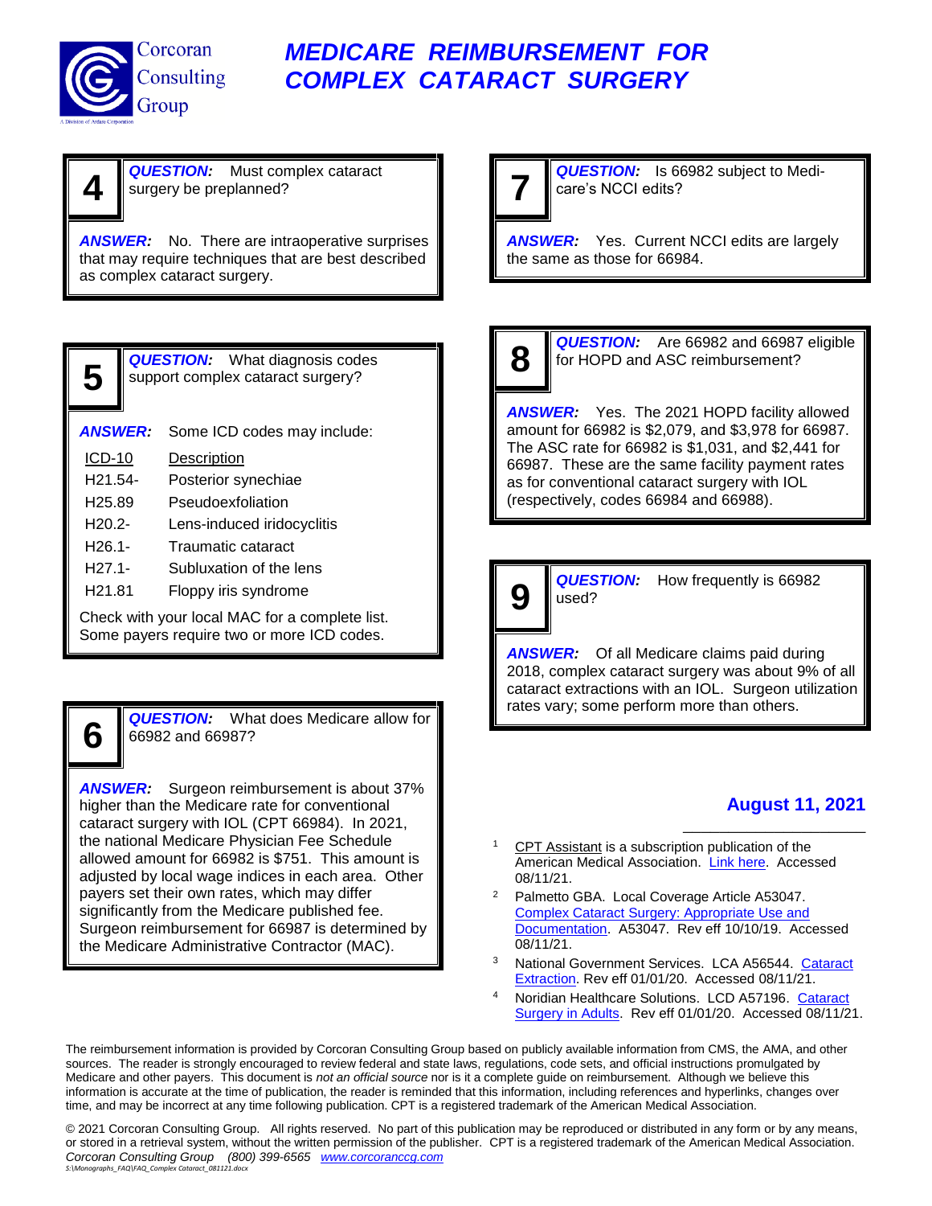# MEDICARE REIMBURSEMENT FOR COMPLEX CATARACT SURGERY

**4** ***QUESTION:*** Must complex cataract surgery be preplanned?

***ANSWER:*** No. There are intraoperative surprises that may require techniques that are best described as complex cataract surgery.

**5** ***QUESTION:*** What diagnosis codes support complex cataract surgery?

***ANSWER:*** Some ICD codes may include:

| ICD-10 | Description |
|---|---|
| H21.54- | Posterior synechiae |
| H25.89 | Pseudoexfoliation |
| H20.2- | Lens-induced iridocyclitis |
| H26.1- | Traumatic cataract |
| H27.1- | Subluxation of the lens |
| H21.81 | Floppy iris syndrome |

Check with your local MAC for a complete list. Some payers require two or more ICD codes.

**6** ***QUESTION:*** What does Medicare allow for 66982 and 66987?

***ANSWER:*** Surgeon reimbursement is about 37% higher than the Medicare rate for conventional cataract surgery with IOL (CPT 66984). In 2021, the national Medicare Physician Fee Schedule allowed amount for 66982 is $751. This amount is adjusted by local wage indices in each area. Other payers set their own rates, which may differ significantly from the Medicare published fee. Surgeon reimbursement for 66987 is determined by the Medicare Administrative Contractor (MAC).

**7** ***QUESTION:*** Is 66982 subject to Medicare's NCCI edits?

***ANSWER:*** Yes. Current NCCI edits are largely the same as those for 66984.

**8** ***QUESTION:*** Are 66982 and 66987 eligible for HOPD and ASC reimbursement?

***ANSWER:*** Yes. The 2021 HOPD facility allowed amount for 66982 is $2,079, and $3,978 for 66987. The ASC rate for 66982 is $1,031, and $2,441 for 66987. These are the same facility payment rates as for conventional cataract surgery with IOL (respectively, codes 66984 and 66988).

**9** ***QUESTION:*** How frequently is 66982 used?

***ANSWER:*** Of all Medicare claims paid during 2018, complex cataract surgery was about 9% of all cataract extractions with an IOL. Surgeon utilization rates vary; some perform more than others.

**August 11, 2021**

---

[1] CPT Assistant is a subscription publication of the American Medical Association. Link here. Accessed 08/11/21.

[2] Palmetto GBA. Local Coverage Article A53047. Complex Cataract Surgery: Appropriate Use and Documentation. A53047. Rev eff 10/10/19. Accessed 08/11/21.

[3] National Government Services. LCA A56544. Cataract Extraction. Rev eff 01/01/20. Accessed 08/11/21.

[4] Noridian Healthcare Solutions. LCD A57196. Cataract Surgery in Adults. Rev eff 01/01/20. Accessed 08/11/21.

The reimbursement information is provided by Corcoran Consulting Group based on publicly available information from CMS, the AMA, and other sources. The reader is strongly encouraged to review federal and state laws, regulations, code sets, and official instructions promulgated by Medicare and other payers. This document is *not an official source* nor is it a complete guide on reimbursement. Although we believe this information is accurate at the time of publication, the reader is reminded that this information, including references and hyperlinks, changes over time, and may be incorrect at any time following publication. CPT is a registered trademark of the American Medical Association.

© 2021 Corcoran Consulting Group. All rights reserved. No part of this publication may be reproduced or distributed in any form or by any means, or stored in a retrieval system, without the written permission of the publisher. CPT is a registered trademark of the American Medical Association.
*Corcoran Consulting Group (800) 399-6565 www.corcoranccg.com*